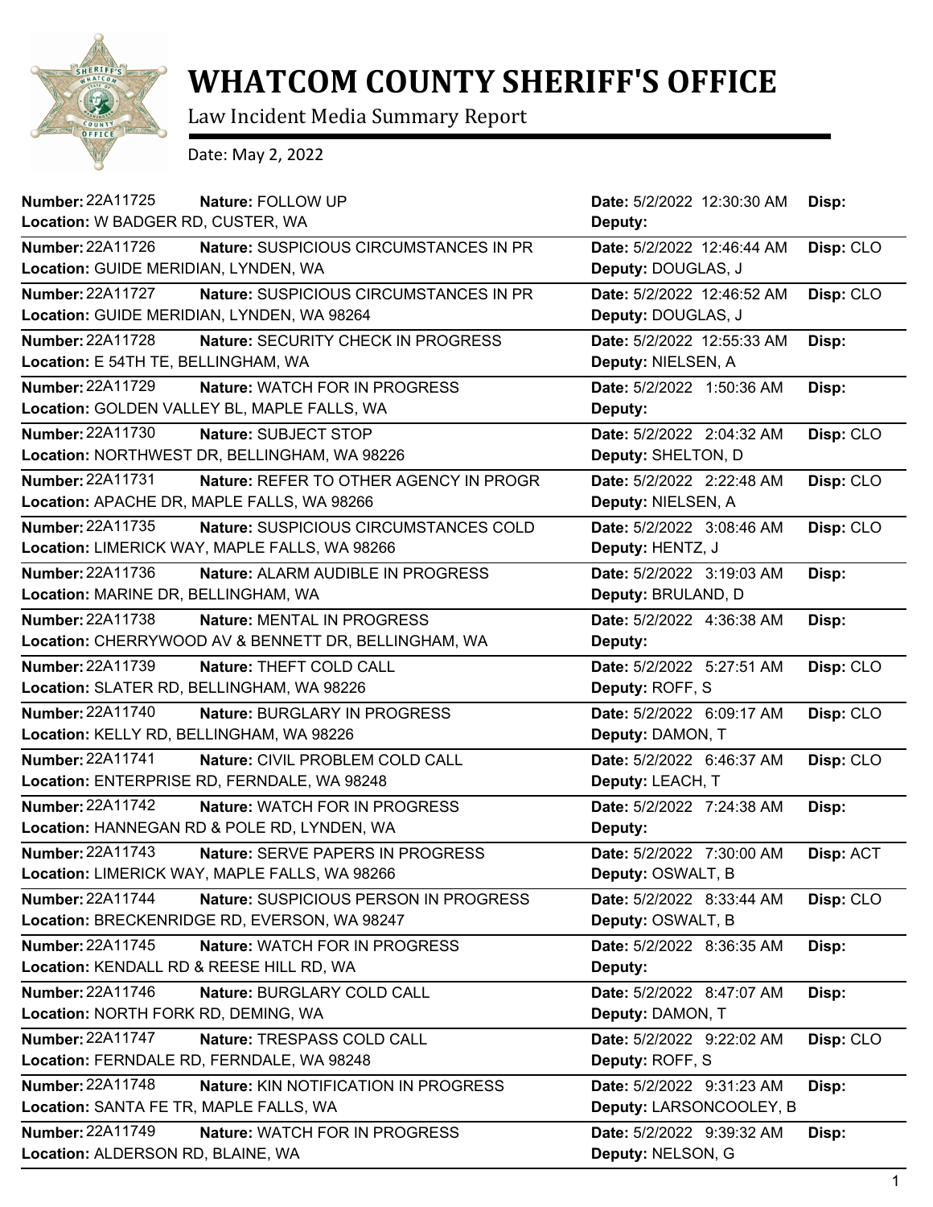# WHATCOM COUNTY SHERIFF'S OFFICE

Law Incident Media Summary Report

Date: May 2, 2022

| Number | Nature | Location | Date | Deputy | Disp |
|---|---|---|---|---|---|
| 22A11725 | FOLLOW UP | W BADGER RD, CUSTER, WA | 5/2/2022 12:30:30 AM | | |
| 22A11726 | SUSPICIOUS CIRCUMSTANCES IN PR | GUIDE MERIDIAN, LYNDEN, WA | 5/2/2022 12:46:44 AM | DOUGLAS, J | CLO |
| 22A11727 | SUSPICIOUS CIRCUMSTANCES IN PR | GUIDE MERIDIAN, LYNDEN, WA 98264 | 5/2/2022 12:46:52 AM | DOUGLAS, J | CLO |
| 22A11728 | SECURITY CHECK IN PROGRESS | E 54TH TE, BELLINGHAM, WA | 5/2/2022 12:55:33 AM | NIELSEN, A | |
| 22A11729 | WATCH FOR IN PROGRESS | GOLDEN VALLEY BL, MAPLE FALLS, WA | 5/2/2022 1:50:36 AM | | |
| 22A11730 | SUBJECT STOP | NORTHWEST DR, BELLINGHAM, WA 98226 | 5/2/2022 2:04:32 AM | SHELTON, D | CLO |
| 22A11731 | REFER TO OTHER AGENCY IN PROGR | APACHE DR, MAPLE FALLS, WA 98266 | 5/2/2022 2:22:48 AM | NIELSEN, A | CLO |
| 22A11735 | SUSPICIOUS CIRCUMSTANCES COLD | LIMERICK WAY, MAPLE FALLS, WA 98266 | 5/2/2022 3:08:46 AM | HENTZ, J | CLO |
| 22A11736 | ALARM AUDIBLE IN PROGRESS | MARINE DR, BELLINGHAM, WA | 5/2/2022 3:19:03 AM | BRULAND, D | |
| 22A11738 | MENTAL IN PROGRESS | CHERRYWOOD AV & BENNETT DR, BELLINGHAM, WA | 5/2/2022 4:36:38 AM | | |
| 22A11739 | THEFT COLD CALL | SLATER RD, BELLINGHAM, WA 98226 | 5/2/2022 5:27:51 AM | ROFF, S | CLO |
| 22A11740 | BURGLARY IN PROGRESS | KELLY RD, BELLINGHAM, WA 98226 | 5/2/2022 6:09:17 AM | DAMON, T | CLO |
| 22A11741 | CIVIL PROBLEM COLD CALL | ENTERPRISE RD, FERNDALE, WA 98248 | 5/2/2022 6:46:37 AM | LEACH, T | CLO |
| 22A11742 | WATCH FOR IN PROGRESS | HANNEGAN RD & POLE RD, LYNDEN, WA | 5/2/2022 7:24:38 AM | | |
| 22A11743 | SERVE PAPERS IN PROGRESS | LIMERICK WAY, MAPLE FALLS, WA 98266 | 5/2/2022 7:30:00 AM | OSWALT, B | ACT |
| 22A11744 | SUSPICIOUS PERSON IN PROGRESS | BRECKENRIDGE RD, EVERSON, WA 98247 | 5/2/2022 8:33:44 AM | OSWALT, B | CLO |
| 22A11745 | WATCH FOR IN PROGRESS | KENDALL RD & REESE HILL RD, WA | 5/2/2022 8:36:35 AM | | |
| 22A11746 | BURGLARY COLD CALL | NORTH FORK RD, DEMING, WA | 5/2/2022 8:47:07 AM | DAMON, T | |
| 22A11747 | TRESPASS COLD CALL | FERNDALE RD, FERNDALE, WA 98248 | 5/2/2022 9:22:02 AM | ROFF, S | CLO |
| 22A11748 | KIN NOTIFICATION IN PROGRESS | SANTA FE TR, MAPLE FALLS, WA | 5/2/2022 9:31:23 AM | LARSONCOOLEY, B | |
| 22A11749 | WATCH FOR IN PROGRESS | ALDERSON RD, BLAINE, WA | 5/2/2022 9:39:32 AM | NELSON, G | |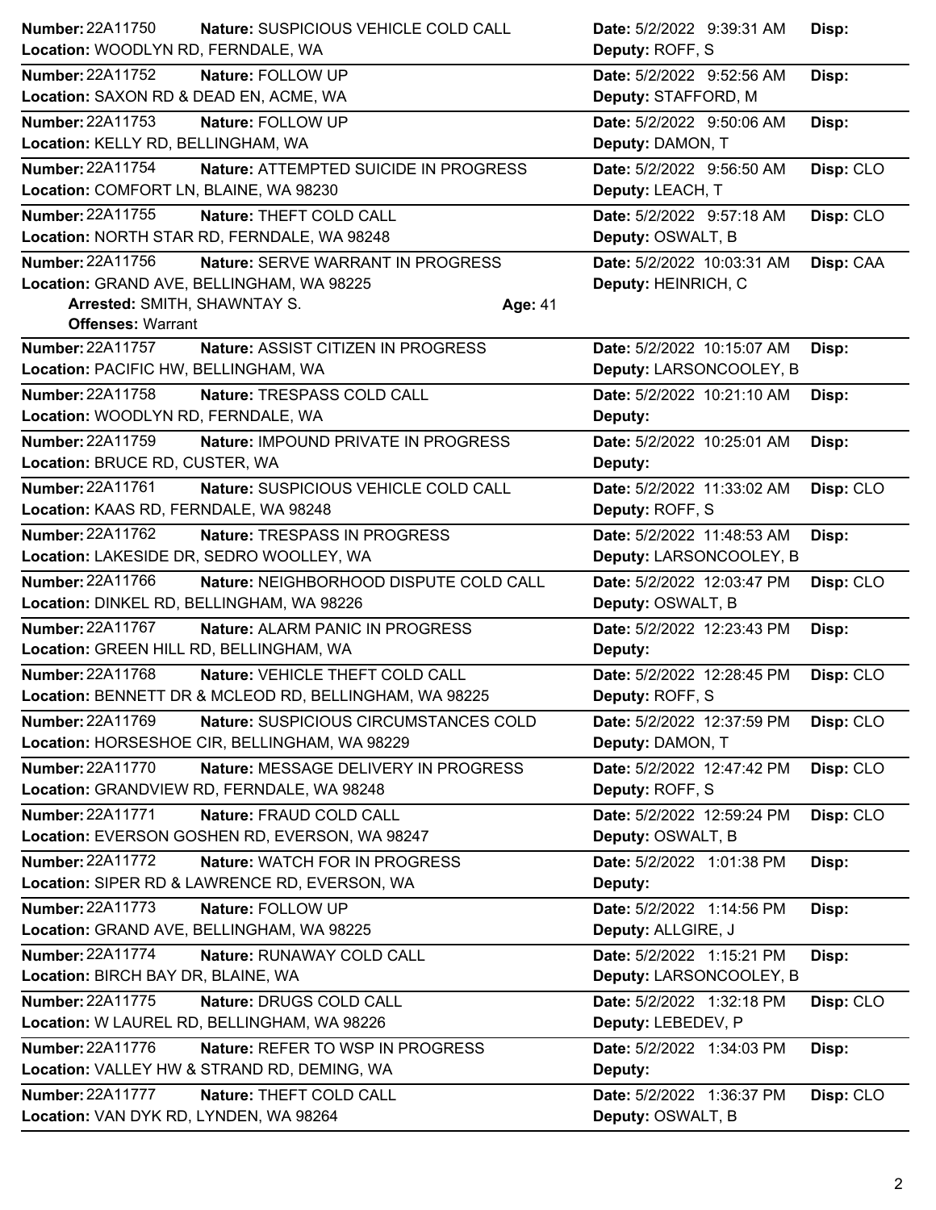**Number:** 22A11750 **Nature:** SUSPICIOUS VEHICLE COLD CALL **Date:** 5/2/2022 9:39:31 AM **Disp:**
**Location:** WOODLYN RD, FERNDALE, WA **Deputy:** ROFF, S

---

**Number:** 22A11752 **Nature:** FOLLOW UP **Date:** 5/2/2022 9:52:56 AM **Disp:**
**Location:** SAXON RD & DEAD EN, ACME, WA **Deputy:** STAFFORD, M

---

**Number:** 22A11753 **Nature:** FOLLOW UP **Date:** 5/2/2022 9:50:06 AM **Disp:**
**Location:** KELLY RD, BELLINGHAM, WA **Deputy:** DAMON, T

---

**Number:** 22A11754 **Nature:** ATTEMPTED SUICIDE IN PROGRESS **Date:** 5/2/2022 9:56:50 AM **Disp:** CLO
**Location:** COMFORT LN, BLAINE, WA 98230 **Deputy:** LEACH, T

---

**Number:** 22A11755 **Nature:** THEFT COLD CALL **Date:** 5/2/2022 9:57:18 AM **Disp:** CLO
**Location:** NORTH STAR RD, FERNDALE, WA 98248 **Deputy:** OSWALT, B

---

**Number:** 22A11756 **Nature:** SERVE WARRANT IN PROGRESS **Date:** 5/2/2022 10:03:31 AM **Disp:** CAA
**Location:** GRAND AVE, BELLINGHAM, WA 98225 **Deputy:** HEINRICH, C
**Arrested:** SMITH, SHAWNTAY S. **Age:** 41
**Offenses:** Warrant

---

**Number:** 22A11757 **Nature:** ASSIST CITIZEN IN PROGRESS **Date:** 5/2/2022 10:15:07 AM **Disp:**
**Location:** PACIFIC HW, BELLINGHAM, WA **Deputy:** LARSONCOOLEY, B

---

**Number:** 22A11758 **Nature:** TRESPASS COLD CALL **Date:** 5/2/2022 10:21:10 AM **Disp:**
**Location:** WOODLYN RD, FERNDALE, WA **Deputy:**

---

**Number:** 22A11759 **Nature:** IMPOUND PRIVATE IN PROGRESS **Date:** 5/2/2022 10:25:01 AM **Disp:**
**Location:** BRUCE RD, CUSTER, WA **Deputy:**

---

**Number:** 22A11761 **Nature:** SUSPICIOUS VEHICLE COLD CALL **Date:** 5/2/2022 11:33:02 AM **Disp:** CLO
**Location:** KAAS RD, FERNDALE, WA 98248 **Deputy:** ROFF, S

---

**Number:** 22A11762 **Nature:** TRESPASS IN PROGRESS **Date:** 5/2/2022 11:48:53 AM **Disp:**
**Location:** LAKESIDE DR, SEDRO WOOLLEY, WA **Deputy:** LARSONCOOLEY, B

---

**Number:** 22A11766 **Nature:** NEIGHBORHOOD DISPUTE COLD CALL **Date:** 5/2/2022 12:03:47 PM **Disp:** CLO
**Location:** DINKEL RD, BELLINGHAM, WA 98226 **Deputy:** OSWALT, B

---

**Number:** 22A11767 **Nature:** ALARM PANIC IN PROGRESS **Date:** 5/2/2022 12:23:43 PM **Disp:**
**Location:** GREEN HILL RD, BELLINGHAM, WA **Deputy:**

---

**Number:** 22A11768 **Nature:** VEHICLE THEFT COLD CALL **Date:** 5/2/2022 12:28:45 PM **Disp:** CLO
**Location:** BENNETT DR & MCLEOD RD, BELLINGHAM, WA 98225 **Deputy:** ROFF, S

---

**Number:** 22A11769 **Nature:** SUSPICIOUS CIRCUMSTANCES COLD **Date:** 5/2/2022 12:37:59 PM **Disp:** CLO
**Location:** HORSESHOE CIR, BELLINGHAM, WA 98229 **Deputy:** DAMON, T

---

**Number:** 22A11770 **Nature:** MESSAGE DELIVERY IN PROGRESS **Date:** 5/2/2022 12:47:42 PM **Disp:** CLO
**Location:** GRANDVIEW RD, FERNDALE, WA 98248 **Deputy:** ROFF, S

---

**Number:** 22A11771 **Nature:** FRAUD COLD CALL **Date:** 5/2/2022 12:59:24 PM **Disp:** CLO
**Location:** EVERSON GOSHEN RD, EVERSON, WA 98247 **Deputy:** OSWALT, B

---

**Number:** 22A11772 **Nature:** WATCH FOR IN PROGRESS **Date:** 5/2/2022 1:01:38 PM **Disp:**
**Location:** SIPER RD & LAWRENCE RD, EVERSON, WA **Deputy:**

---

**Number:** 22A11773 **Nature:** FOLLOW UP **Date:** 5/2/2022 1:14:56 PM **Disp:**
**Location:** GRAND AVE, BELLINGHAM, WA 98225 **Deputy:** ALLGIRE, J

---

**Number:** 22A11774 **Nature:** RUNAWAY COLD CALL **Date:** 5/2/2022 1:15:21 PM **Disp:**
**Location:** BIRCH BAY DR, BLAINE, WA **Deputy:** LARSONCOOLEY, B

---

**Number:** 22A11775 **Nature:** DRUGS COLD CALL **Date:** 5/2/2022 1:32:18 PM **Disp:** CLO
**Location:** W LAUREL RD, BELLINGHAM, WA 98226 **Deputy:** LEBEDEV, P

---

**Number:** 22A11776 **Nature:** REFER TO WSP IN PROGRESS **Date:** 5/2/2022 1:34:03 PM **Disp:**
**Location:** VALLEY HW & STRAND RD, DEMING, WA **Deputy:**

---

**Number:** 22A11777 **Nature:** THEFT COLD CALL **Date:** 5/2/2022 1:36:37 PM **Disp:** CLO
**Location:** VAN DYK RD, LYNDEN, WA 98264 **Deputy:** OSWALT, B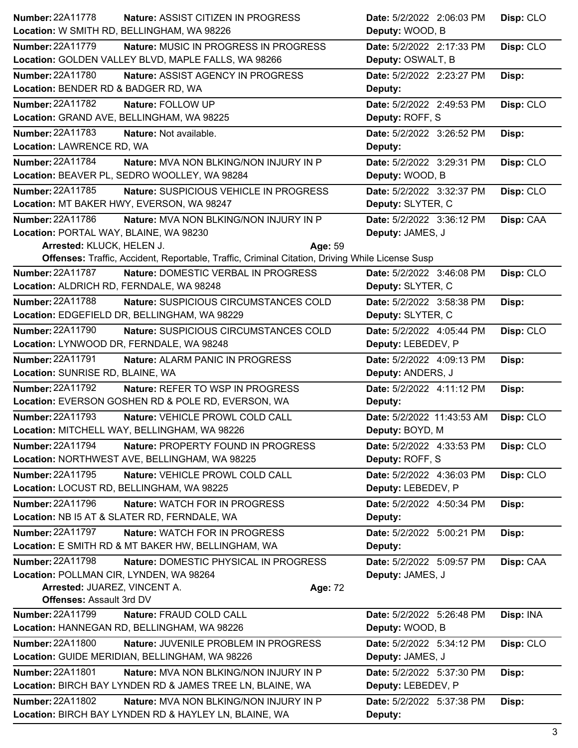**Number:** 22A11778 **Nature:** ASSIST CITIZEN IN PROGRESS **Date:** 5/2/2022 2:06:03 PM **Disp:** CLO
**Location:** W SMITH RD, BELLINGHAM, WA 98226 **Deputy:** WOOD, B

**Number:** 22A11779 **Nature:** MUSIC IN PROGRESS IN PROGRESS **Date:** 5/2/2022 2:17:33 PM **Disp:** CLO
**Location:** GOLDEN VALLEY BLVD, MAPLE FALLS, WA 98266 **Deputy:** OSWALT, B

**Number:** 22A11780 **Nature:** ASSIST AGENCY IN PROGRESS **Date:** 5/2/2022 2:23:27 PM **Disp:**
**Location:** BENDER RD & BADGER RD, WA **Deputy:**

**Number:** 22A11782 **Nature:** FOLLOW UP **Date:** 5/2/2022 2:49:53 PM **Disp:** CLO
**Location:** GRAND AVE, BELLINGHAM, WA 98225 **Deputy:** ROFF, S

**Number:** 22A11783 **Nature:** Not available. **Date:** 5/2/2022 3:26:52 PM **Disp:**
**Location:** LAWRENCE RD, WA **Deputy:**

**Number:** 22A11784 **Nature:** MVA NON BLKING/NON INJURY IN P **Date:** 5/2/2022 3:29:31 PM **Disp:** CLO
**Location:** BEAVER PL, SEDRO WOOLLEY, WA 98284 **Deputy:** WOOD, B

**Number:** 22A11785 **Nature:** SUSPICIOUS VEHICLE IN PROGRESS **Date:** 5/2/2022 3:32:37 PM **Disp:** CLO
**Location:** MT BAKER HWY, EVERSON, WA 98247 **Deputy:** SLYTER, C

**Number:** 22A11786 **Nature:** MVA NON BLKING/NON INJURY IN P **Date:** 5/2/2022 3:36:12 PM **Disp:** CAA
**Location:** PORTAL WAY, BLAINE, WA 98230 **Deputy:** JAMES, J
**Arrested:** KLUCK, HELEN J. **Age:** 59
**Offenses:** Traffic, Accident, Reportable, Traffic, Criminal Citation, Driving While License Susp

**Number:** 22A11787 **Nature:** DOMESTIC VERBAL IN PROGRESS **Date:** 5/2/2022 3:46:08 PM **Disp:** CLO
**Location:** ALDRICH RD, FERNDALE, WA 98248 **Deputy:** SLYTER, C

**Number:** 22A11788 **Nature:** SUSPICIOUS CIRCUMSTANCES COLD **Date:** 5/2/2022 3:58:38 PM **Disp:**
**Location:** EDGEFIELD DR, BELLINGHAM, WA 98229 **Deputy:** SLYTER, C

**Number:** 22A11790 **Nature:** SUSPICIOUS CIRCUMSTANCES COLD **Date:** 5/2/2022 4:05:44 PM **Disp:** CLO
**Location:** LYNWOOD DR, FERNDALE, WA 98248 **Deputy:** LEBEDEV, P

**Number:** 22A11791 **Nature:** ALARM PANIC IN PROGRESS **Date:** 5/2/2022 4:09:13 PM **Disp:**
**Location:** SUNRISE RD, BLAINE, WA **Deputy:** ANDERS, J

**Number:** 22A11792 **Nature:** REFER TO WSP IN PROGRESS **Date:** 5/2/2022 4:11:12 PM **Disp:**
**Location:** EVERSON GOSHEN RD & POLE RD, EVERSON, WA **Deputy:**

**Number:** 22A11793 **Nature:** VEHICLE PROWL COLD CALL **Date:** 5/2/2022 11:43:53 AM **Disp:** CLO
**Location:** MITCHELL WAY, BELLINGHAM, WA 98226 **Deputy:** BOYD, M

**Number:** 22A11794 **Nature:** PROPERTY FOUND IN PROGRESS **Date:** 5/2/2022 4:33:53 PM **Disp:** CLO
**Location:** NORTHWEST AVE, BELLINGHAM, WA 98225 **Deputy:** ROFF, S

**Number:** 22A11795 **Nature:** VEHICLE PROWL COLD CALL **Date:** 5/2/2022 4:36:03 PM **Disp:** CLO
**Location:** LOCUST RD, BELLINGHAM, WA 98225 **Deputy:** LEBEDEV, P

**Number:** 22A11796 **Nature:** WATCH FOR IN PROGRESS **Date:** 5/2/2022 4:50:34 PM **Disp:**
**Location:** NB I5 AT & SLATER RD, FERNDALE, WA **Deputy:**

**Number:** 22A11797 **Nature:** WATCH FOR IN PROGRESS **Date:** 5/2/2022 5:00:21 PM **Disp:**
**Location:** E SMITH RD & MT BAKER HW, BELLINGHAM, WA **Deputy:**

**Number:** 22A11798 **Nature:** DOMESTIC PHYSICAL IN PROGRESS **Date:** 5/2/2022 5:09:57 PM **Disp:** CAA
**Location:** POLLMAN CIR, LYNDEN, WA 98264 **Deputy:** JAMES, J
**Arrested:** JUAREZ, VINCENT A. **Age:** 72
**Offenses:** Assault 3rd DV

**Number:** 22A11799 **Nature:** FRAUD COLD CALL **Date:** 5/2/2022 5:26:48 PM **Disp:** INA
**Location:** HANNEGAN RD, BELLINGHAM, WA 98226 **Deputy:** WOOD, B

**Number:** 22A11800 **Nature:** JUVENILE PROBLEM IN PROGRESS **Date:** 5/2/2022 5:34:12 PM **Disp:** CLO
**Location:** GUIDE MERIDIAN, BELLINGHAM, WA 98226 **Deputy:** JAMES, J

**Number:** 22A11801 **Nature:** MVA NON BLKING/NON INJURY IN P **Date:** 5/2/2022 5:37:30 PM **Disp:**
**Location:** BIRCH BAY LYNDEN RD & JAMES TREE LN, BLAINE, WA **Deputy:** LEBEDEV, P

**Number:** 22A11802 **Nature:** MVA NON BLKING/NON INJURY IN P **Date:** 5/2/2022 5:37:38 PM **Disp:**
**Location:** BIRCH BAY LYNDEN RD & HAYLEY LN, BLAINE, WA **Deputy:**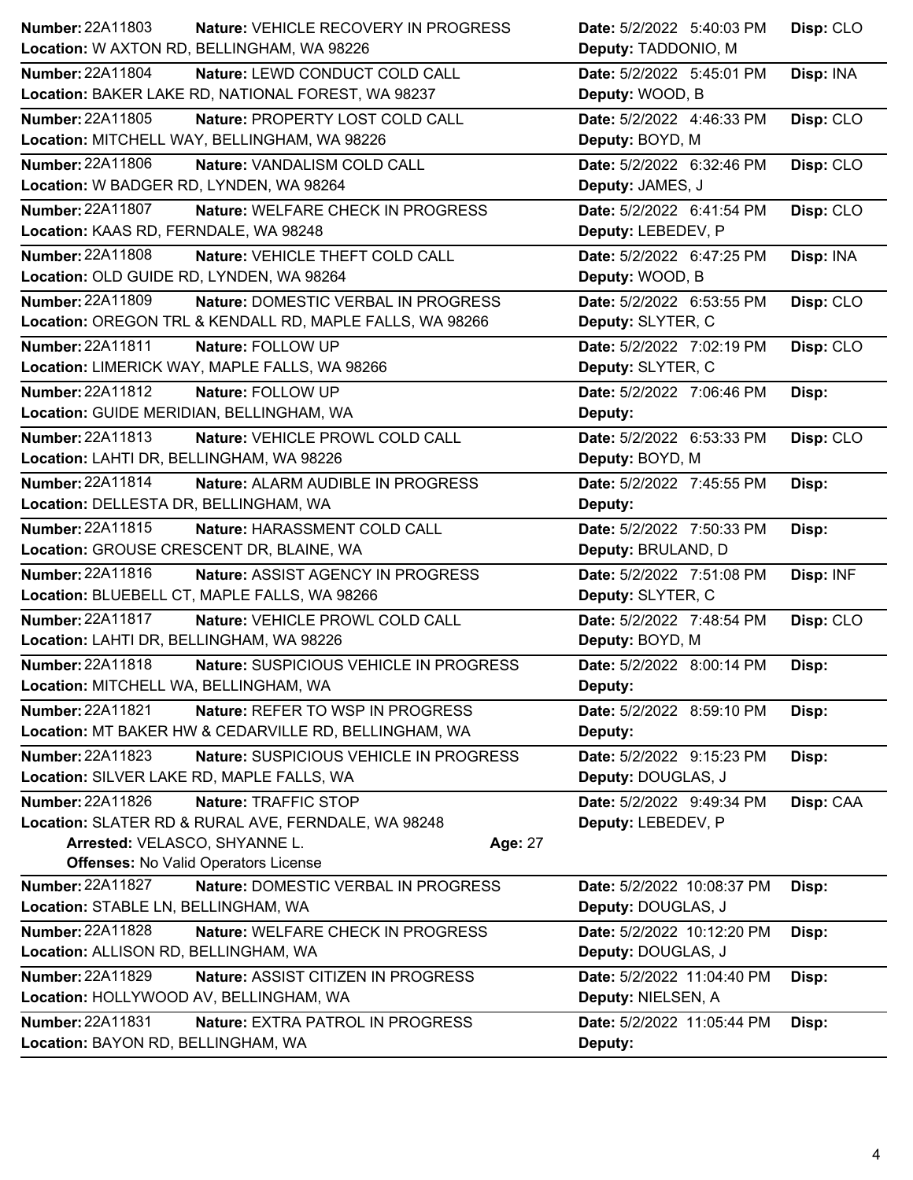**Number:** 22A11803 **Nature:** VEHICLE RECOVERY IN PROGRESS **Date:** 5/2/2022 5:40:03 PM **Disp:** CLO
**Location:** W AXTON RD, BELLINGHAM, WA 98226 **Deputy:** TADDONIO, M

---

**Number:** 22A11804 **Nature:** LEWD CONDUCT COLD CALL **Date:** 5/2/2022 5:45:01 PM **Disp:** INA
**Location:** BAKER LAKE RD, NATIONAL FOREST, WA 98237 **Deputy:** WOOD, B

---

**Number:** 22A11805 **Nature:** PROPERTY LOST COLD CALL **Date:** 5/2/2022 4:46:33 PM **Disp:** CLO
**Location:** MITCHELL WAY, BELLINGHAM, WA 98226 **Deputy:** BOYD, M

---

**Number:** 22A11806 **Nature:** VANDALISM COLD CALL **Date:** 5/2/2022 6:32:46 PM **Disp:** CLO
**Location:** W BADGER RD, LYNDEN, WA 98264 **Deputy:** JAMES, J

---

**Number:** 22A11807 **Nature:** WELFARE CHECK IN PROGRESS **Date:** 5/2/2022 6:41:54 PM **Disp:** CLO
**Location:** KAAS RD, FERNDALE, WA 98248 **Deputy:** LEBEDEV, P

---

**Number:** 22A11808 **Nature:** VEHICLE THEFT COLD CALL **Date:** 5/2/2022 6:47:25 PM **Disp:** INA
**Location:** OLD GUIDE RD, LYNDEN, WA 98264 **Deputy:** WOOD, B

---

**Number:** 22A11809 **Nature:** DOMESTIC VERBAL IN PROGRESS **Date:** 5/2/2022 6:53:55 PM **Disp:** CLO
**Location:** OREGON TRL & KENDALL RD, MAPLE FALLS, WA 98266 **Deputy:** SLYTER, C

---

**Number:** 22A11811 **Nature:** FOLLOW UP **Date:** 5/2/2022 7:02:19 PM **Disp:** CLO
**Location:** LIMERICK WAY, MAPLE FALLS, WA 98266 **Deputy:** SLYTER, C

---

**Number:** 22A11812 **Nature:** FOLLOW UP **Date:** 5/2/2022 7:06:46 PM **Disp:**
**Location:** GUIDE MERIDIAN, BELLINGHAM, WA **Deputy:**

---

**Number:** 22A11813 **Nature:** VEHICLE PROWL COLD CALL **Date:** 5/2/2022 6:53:33 PM **Disp:** CLO
**Location:** LAHTI DR, BELLINGHAM, WA 98226 **Deputy:** BOYD, M

---

**Number:** 22A11814 **Nature:** ALARM AUDIBLE IN PROGRESS **Date:** 5/2/2022 7:45:55 PM **Disp:**
**Location:** DELLESTA DR, BELLINGHAM, WA **Deputy:**

---

**Number:** 22A11815 **Nature:** HARASSMENT COLD CALL **Date:** 5/2/2022 7:50:33 PM **Disp:**
**Location:** GROUSE CRESCENT DR, BLAINE, WA **Deputy:** BRULAND, D

---

**Number:** 22A11816 **Nature:** ASSIST AGENCY IN PROGRESS **Date:** 5/2/2022 7:51:08 PM **Disp:** INF
**Location:** BLUEBELL CT, MAPLE FALLS, WA 98266 **Deputy:** SLYTER, C

---

**Number:** 22A11817 **Nature:** VEHICLE PROWL COLD CALL **Date:** 5/2/2022 7:48:54 PM **Disp:** CLO
**Location:** LAHTI DR, BELLINGHAM, WA 98226 **Deputy:** BOYD, M

---

**Number:** 22A11818 **Nature:** SUSPICIOUS VEHICLE IN PROGRESS **Date:** 5/2/2022 8:00:14 PM **Disp:**
**Location:** MITCHELL WA, BELLINGHAM, WA **Deputy:**

---

**Number:** 22A11821 **Nature:** REFER TO WSP IN PROGRESS **Date:** 5/2/2022 8:59:10 PM **Disp:**
**Location:** MT BAKER HW & CEDARVILLE RD, BELLINGHAM, WA **Deputy:**

---

**Number:** 22A11823 **Nature:** SUSPICIOUS VEHICLE IN PROGRESS **Date:** 5/2/2022 9:15:23 PM **Disp:**
**Location:** SILVER LAKE RD, MAPLE FALLS, WA **Deputy:** DOUGLAS, J

---

**Number:** 22A11826 **Nature:** TRAFFIC STOP **Date:** 5/2/2022 9:49:34 PM **Disp:** CAA
**Location:** SLATER RD & RURAL AVE, FERNDALE, WA 98248 **Deputy:** LEBEDEV, P
**Arrested:** VELASCO, SHYANNE L. **Age:** 27
**Offenses:** No Valid Operators License

---

**Number:** 22A11827 **Nature:** DOMESTIC VERBAL IN PROGRESS **Date:** 5/2/2022 10:08:37 PM **Disp:**
**Location:** STABLE LN, BELLINGHAM, WA **Deputy:** DOUGLAS, J

---

**Number:** 22A11828 **Nature:** WELFARE CHECK IN PROGRESS **Date:** 5/2/2022 10:12:20 PM **Disp:**
**Location:** ALLISON RD, BELLINGHAM, WA **Deputy:** DOUGLAS, J

---

**Number:** 22A11829 **Nature:** ASSIST CITIZEN IN PROGRESS **Date:** 5/2/2022 11:04:40 PM **Disp:**
**Location:** HOLLYWOOD AV, BELLINGHAM, WA **Deputy:** NIELSEN, A

---

**Number:** 22A11831 **Nature:** EXTRA PATROL IN PROGRESS **Date:** 5/2/2022 11:05:44 PM **Disp:**
**Location:** BAYON RD, BELLINGHAM, WA **Deputy:**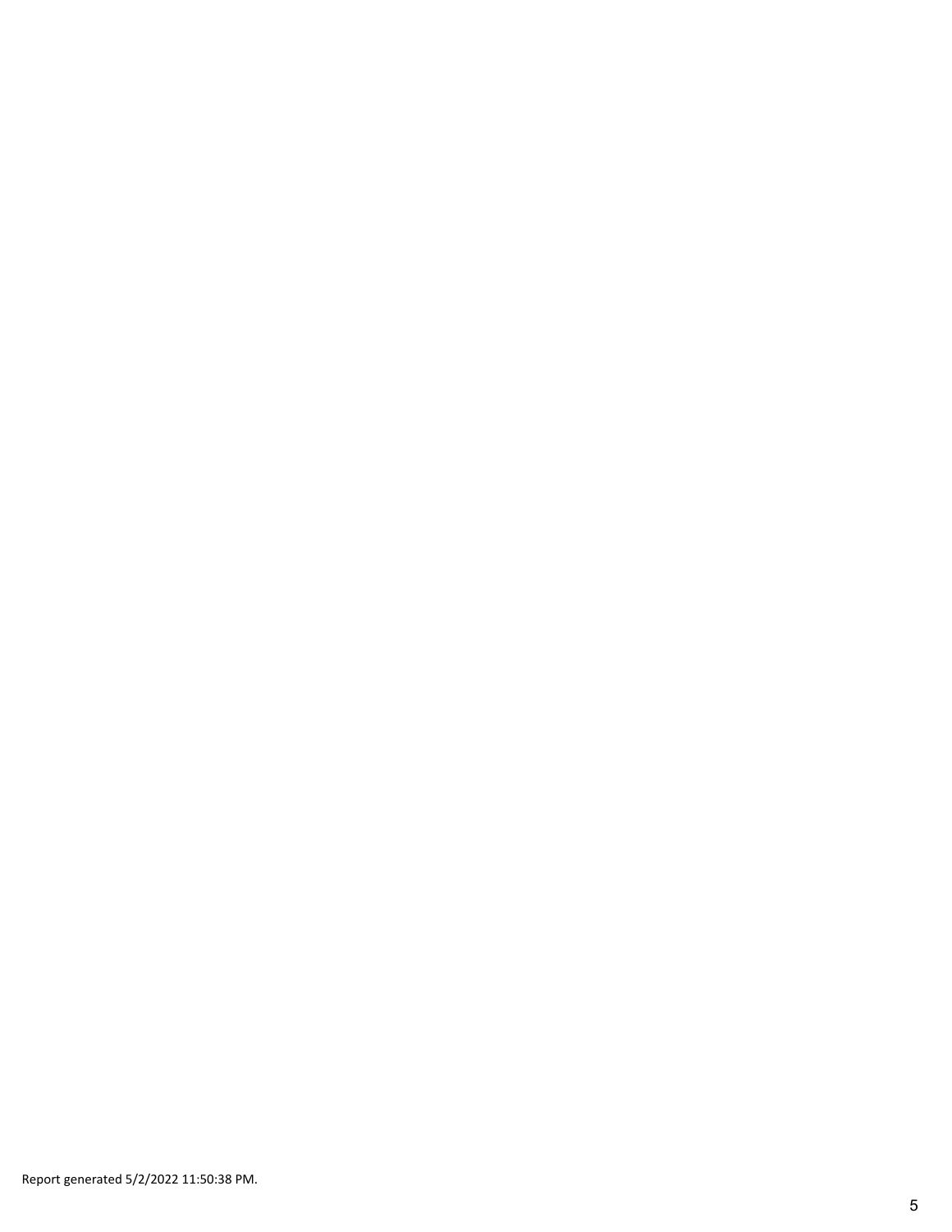Report generated 5/2/2022 11:50:38 PM.